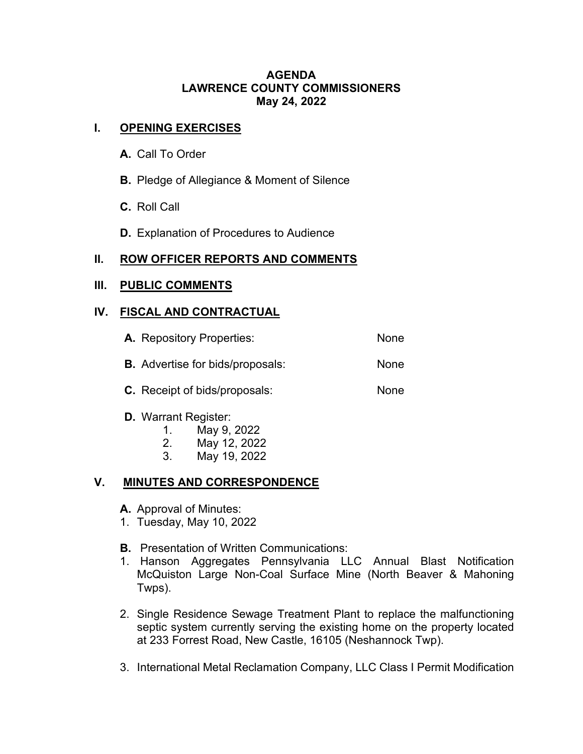**AGENDA**
**LAWRENCE COUNTY COMMISSIONERS**
**May 24, 2022**

## I. OPENING EXERCISES

**A.** Call To Order

**B.** Pledge of Allegiance & Moment of Silence

**C.** Roll Call

**D.** Explanation of Procedures to Audience

## II. ROW OFFICER REPORTS AND COMMENTS

## III. PUBLIC COMMENTS

## IV. FISCAL AND CONTRACTUAL

**A.** Repository Properties: None

**B.** Advertise for bids/proposals: None

**C.** Receipt of bids/proposals: None

**D.** Warrant Register:

1. May 9, 2022
2. May 12, 2022
3. May 19, 2022

## V. MINUTES AND CORRESPONDENCE

**A.** Approval of Minutes:

1. Tuesday, May 10, 2022

**B.** Presentation of Written Communications:

1. Hanson Aggregates Pennsylvania LLC Annual Blast Notification McQuiston Large Non-Coal Surface Mine (North Beaver & Mahoning Twps).

2. Single Residence Sewage Treatment Plant to replace the malfunctioning septic system currently serving the existing home on the property located at 233 Forrest Road, New Castle, 16105 (Neshannock Twp).

3. International Metal Reclamation Company, LLC Class I Permit Modification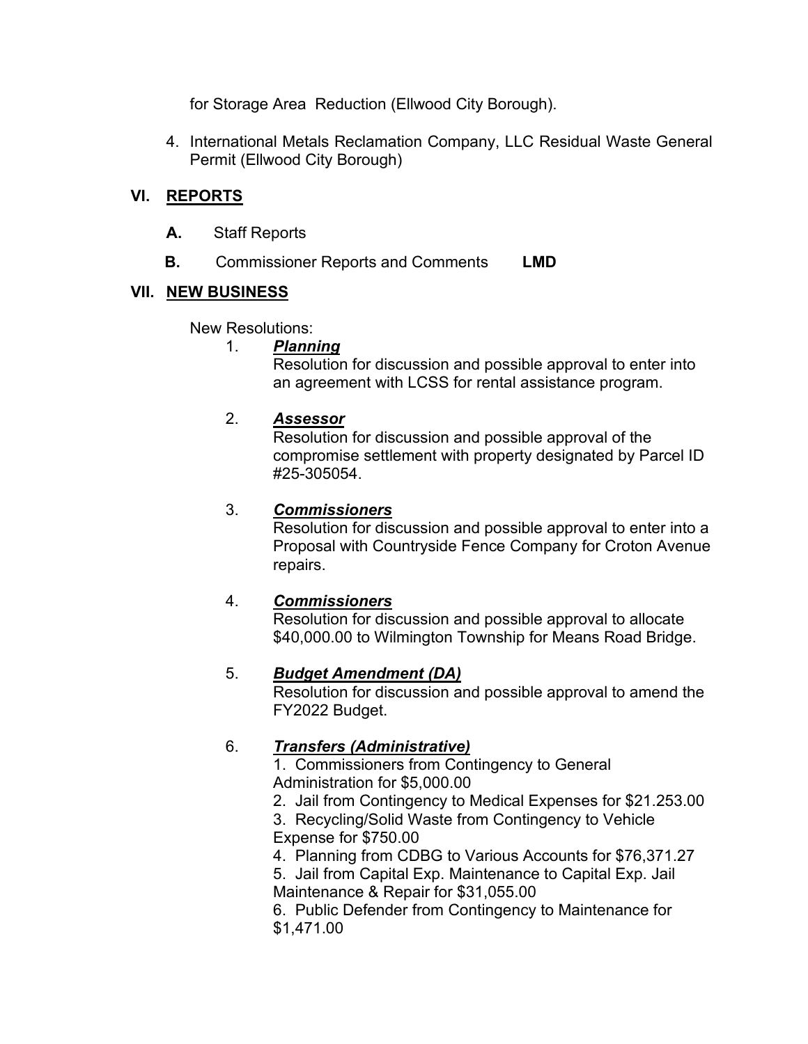for Storage Area Reduction (Ellwood City Borough).

4. International Metals Reclamation Company, LLC Residual Waste General Permit (Ellwood City Borough)

## VI. REPORTS

**A.** Staff Reports

**B.** Commissioner Reports and Comments **LMD**

## VII. NEW BUSINESS

New Resolutions:

1. ***Planning***
   Resolution for discussion and possible approval to enter into an agreement with LCSS for rental assistance program.

2. ***Assessor***
   Resolution for discussion and possible approval of the compromise settlement with property designated by Parcel ID #25-305054.

3. ***Commissioners***
   Resolution for discussion and possible approval to enter into a Proposal with Countryside Fence Company for Croton Avenue repairs.

4. ***Commissioners***
   Resolution for discussion and possible approval to allocate $40,000.00 to Wilmington Township for Means Road Bridge.

5. ***Budget Amendment (DA)***
   Resolution for discussion and possible approval to amend the FY2022 Budget.

6. ***Transfers (Administrative)***
   1. Commissioners from Contingency to General Administration for $5,000.00
   2. Jail from Contingency to Medical Expenses for $21.253.00
   3. Recycling/Solid Waste from Contingency to Vehicle Expense for $750.00
   4. Planning from CDBG to Various Accounts for $76,371.27
   5. Jail from Capital Exp. Maintenance to Capital Exp. Jail Maintenance & Repair for $31,055.00
   6. Public Defender from Contingency to Maintenance for $1,471.00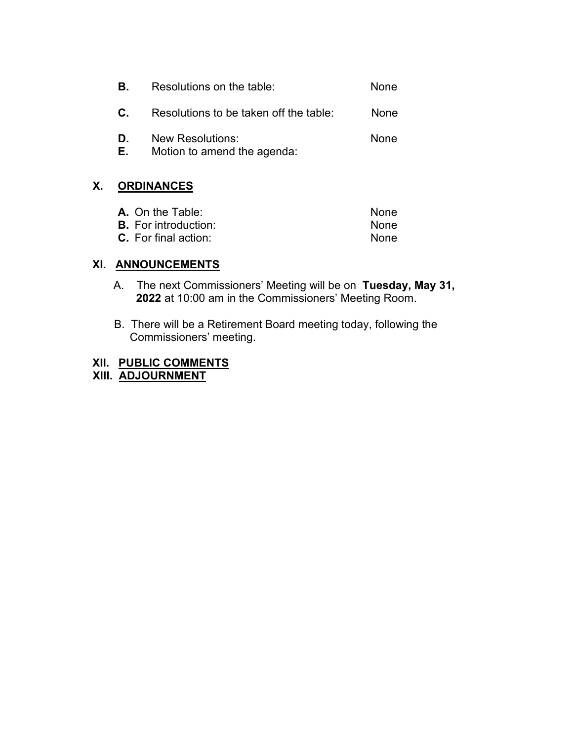**B.** Resolutions on the table: None

**C.** Resolutions to be taken off the table: None

**D.** New Resolutions: None

**E.** Motion to amend the agenda:

## X. ORDINANCES

**A.** On the Table: None

**B.** For introduction: None

**C.** For final action: None

## XI. ANNOUNCEMENTS

A. The next Commissioners' Meeting will be on **Tuesday, May 31, 2022** at 10:00 am in the Commissioners' Meeting Room.

B. There will be a Retirement Board meeting today, following the Commissioners' meeting.

## XII. PUBLIC COMMENTS

## XIII. ADJOURNMENT